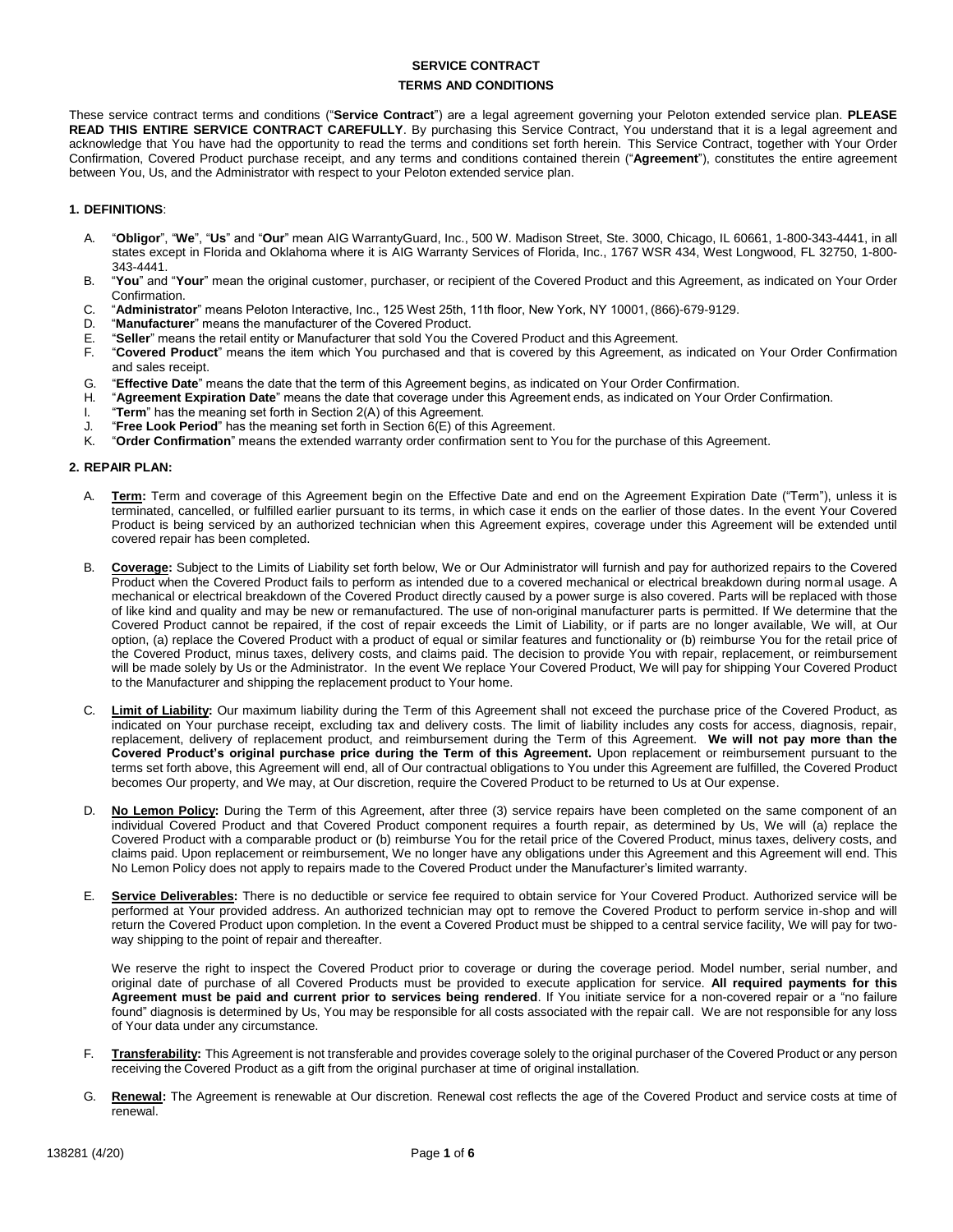# SERVICE CONTRACT

## TERMS AND CONDITIONS

These service contract terms and conditions ("**Service Contract**") are a legal agreement governing your Peloton extended service plan. **PLEASE READ THIS ENTIRE SERVICE CONTRACT CAREFULLY**. By purchasing this Service Contract, You understand that it is a legal agreement and acknowledge that You have had the opportunity to read the terms and conditions set forth herein. This Service Contract, together with Your Order Confirmation, Covered Product purchase receipt, and any terms and conditions contained therein ("**Agreement**"), constitutes the entire agreement between You, Us, and the Administrator with respect to your Peloton extended service plan.

### 1. DEFINITIONS:

A. "**Obligor**", "**We**", "**Us**" and "**Our**" mean AIG WarrantyGuard, Inc., 500 W. Madison Street, Ste. 3000, Chicago, IL 60661, 1-800-343-4441, in all states except in Florida and Oklahoma where it is AIG Warranty Services of Florida, Inc., 1767 WSR 434, West Longwood, FL 32750, 1-800-343-4441.

B. "**You**" and "**Your**" mean the original customer, purchaser, or recipient of the Covered Product and this Agreement, as indicated on Your Order Confirmation.

C. "**Administrator**" means Peloton Interactive, Inc., 125 West 25th, 11th floor, New York, NY 10001, (866)-679-9129.

D. "**Manufacturer**" means the manufacturer of the Covered Product.

E. "**Seller**" means the retail entity or Manufacturer that sold You the Covered Product and this Agreement.

F. "**Covered Product**" means the item which You purchased and that is covered by this Agreement, as indicated on Your Order Confirmation and sales receipt.

G. "**Effective Date**" means the date that the term of this Agreement begins, as indicated on Your Order Confirmation.

H. "**Agreement Expiration Date**" means the date that coverage under this Agreement ends, as indicated on Your Order Confirmation.

I. "**Term**" has the meaning set forth in Section 2(A) of this Agreement.

J. "**Free Look Period**" has the meaning set forth in Section 6(E) of this Agreement.

K. "**Order Confirmation**" means the extended warranty order confirmation sent to You for the purchase of this Agreement.

### 2. REPAIR PLAN:

A. **Term:** Term and coverage of this Agreement begin on the Effective Date and end on the Agreement Expiration Date ("Term"), unless it is terminated, cancelled, or fulfilled earlier pursuant to its terms, in which case it ends on the earlier of those dates. In the event Your Covered Product is being serviced by an authorized technician when this Agreement expires, coverage under this Agreement will be extended until covered repair has been completed.

B. **Coverage:** Subject to the Limits of Liability set forth below, We or Our Administrator will furnish and pay for authorized repairs to the Covered Product when the Covered Product fails to perform as intended due to a covered mechanical or electrical breakdown during normal usage. A mechanical or electrical breakdown of the Covered Product directly caused by a power surge is also covered. Parts will be replaced with those of like kind and quality and may be new or remanufactured. The use of non-original manufacturer parts is permitted. If We determine that the Covered Product cannot be repaired, if the cost of repair exceeds the Limit of Liability, or if parts are no longer available, We will, at Our option, (a) replace the Covered Product with a product of equal or similar features and functionality or (b) reimburse You for the retail price of the Covered Product, minus taxes, delivery costs, and claims paid. The decision to provide You with repair, replacement, or reimbursement will be made solely by Us or the Administrator. In the event We replace Your Covered Product, We will pay for shipping Your Covered Product to the Manufacturer and shipping the replacement product to Your home.

C. **Limit of Liability:** Our maximum liability during the Term of this Agreement shall not exceed the purchase price of the Covered Product, as indicated on Your purchase receipt, excluding tax and delivery costs. The limit of liability includes any costs for access, diagnosis, repair, replacement, delivery of replacement product, and reimbursement during the Term of this Agreement. **We will not pay more than the Covered Product's original purchase price during the Term of this Agreement.** Upon replacement or reimbursement pursuant to the terms set forth above, this Agreement will end, all of Our contractual obligations to You under this Agreement are fulfilled, the Covered Product becomes Our property, and We may, at Our discretion, require the Covered Product to be returned to Us at Our expense.

D. **No Lemon Policy:** During the Term of this Agreement, after three (3) service repairs have been completed on the same component of an individual Covered Product and that Covered Product component requires a fourth repair, as determined by Us, We will (a) replace the Covered Product with a comparable product or (b) reimburse You for the retail price of the Covered Product, minus taxes, delivery costs, and claims paid. Upon replacement or reimbursement, We no longer have any obligations under this Agreement and this Agreement will end. This No Lemon Policy does not apply to repairs made to the Covered Product under the Manufacturer's limited warranty.

E. **Service Deliverables:** There is no deductible or service fee required to obtain service for Your Covered Product. Authorized service will be performed at Your provided address. An authorized technician may opt to remove the Covered Product to perform service in-shop and will return the Covered Product upon completion. In the event a Covered Product must be shipped to a central service facility, We will pay for two-way shipping to the point of repair and thereafter.

   We reserve the right to inspect the Covered Product prior to coverage or during the coverage period. Model number, serial number, and original date of purchase of all Covered Products must be provided to execute application for service. **All required payments for this Agreement must be paid and current prior to services being rendered**. If You initiate service for a non-covered repair or a "no failure found" diagnosis is determined by Us, You may be responsible for all costs associated with the repair call. We are not responsible for any loss of Your data under any circumstance.

F. **Transferability:** This Agreement is not transferable and provides coverage solely to the original purchaser of the Covered Product or any person receiving the Covered Product as a gift from the original purchaser at time of original installation.

G. **Renewal:** The Agreement is renewable at Our discretion. Renewal cost reflects the age of the Covered Product and service costs at time of renewal.

138281 (4/20)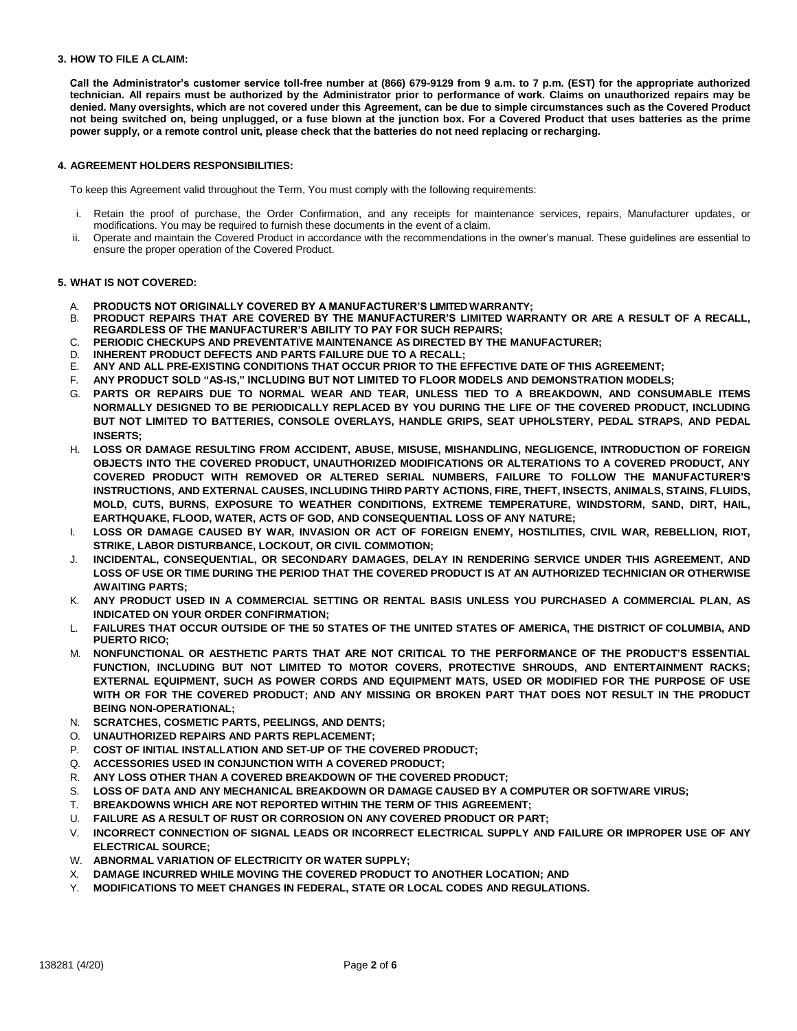### 3. HOW TO FILE A CLAIM:

**Call the Administrator's customer service toll-free number at (866) 679-9129 from 9 a.m. to 7 p.m. (EST) for the appropriate authorized technician. All repairs must be authorized by the Administrator prior to performance of work. Claims on unauthorized repairs may be denied. Many oversights, which are not covered under this Agreement, can be due to simple circumstances such as the Covered Product not being switched on, being unplugged, or a fuse blown at the junction box. For a Covered Product that uses batteries as the prime power supply, or a remote control unit, please check that the batteries do not need replacing or recharging.**

### 4. AGREEMENT HOLDERS RESPONSIBILITIES:

To keep this Agreement valid throughout the Term, You must comply with the following requirements:

i. Retain the proof of purchase, the Order Confirmation, and any receipts for maintenance services, repairs, Manufacturer updates, or modifications. You may be required to furnish these documents in the event of a claim.
ii. Operate and maintain the Covered Product in accordance with the recommendations in the owner's manual. These guidelines are essential to ensure the proper operation of the Covered Product.

### 5. WHAT IS NOT COVERED:

A. **PRODUCTS NOT ORIGINALLY COVERED BY A MANUFACTURER'S LIMITED WARRANTY;**
B. **PRODUCT REPAIRS THAT ARE COVERED BY THE MANUFACTURER'S LIMITED WARRANTY OR ARE A RESULT OF A RECALL, REGARDLESS OF THE MANUFACTURER'S ABILITY TO PAY FOR SUCH REPAIRS;**
C. **PERIODIC CHECKUPS AND PREVENTATIVE MAINTENANCE AS DIRECTED BY THE MANUFACTURER;**
D. **INHERENT PRODUCT DEFECTS AND PARTS FAILURE DUE TO A RECALL;**
E. **ANY AND ALL PRE-EXISTING CONDITIONS THAT OCCUR PRIOR TO THE EFFECTIVE DATE OF THIS AGREEMENT;**
F. **ANY PRODUCT SOLD "AS-IS," INCLUDING BUT NOT LIMITED TO FLOOR MODELS AND DEMONSTRATION MODELS;**
G. **PARTS OR REPAIRS DUE TO NORMAL WEAR AND TEAR, UNLESS TIED TO A BREAKDOWN, AND CONSUMABLE ITEMS NORMALLY DESIGNED TO BE PERIODICALLY REPLACED BY YOU DURING THE LIFE OF THE COVERED PRODUCT, INCLUDING BUT NOT LIMITED TO BATTERIES, CONSOLE OVERLAYS, HANDLE GRIPS, SEAT UPHOLSTERY, PEDAL STRAPS, AND PEDAL INSERTS;**
H. **LOSS OR DAMAGE RESULTING FROM ACCIDENT, ABUSE, MISUSE, MISHANDLING, NEGLIGENCE, INTRODUCTION OF FOREIGN OBJECTS INTO THE COVERED PRODUCT, UNAUTHORIZED MODIFICATIONS OR ALTERATIONS TO A COVERED PRODUCT, ANY COVERED PRODUCT WITH REMOVED OR ALTERED SERIAL NUMBERS, FAILURE TO FOLLOW THE MANUFACTURER'S INSTRUCTIONS, AND EXTERNAL CAUSES, INCLUDING THIRD PARTY ACTIONS, FIRE, THEFT, INSECTS, ANIMALS, STAINS, FLUIDS, MOLD, CUTS, BURNS, EXPOSURE TO WEATHER CONDITIONS, EXTREME TEMPERATURE, WINDSTORM, SAND, DIRT, HAIL, EARTHQUAKE, FLOOD, WATER, ACTS OF GOD, AND CONSEQUENTIAL LOSS OF ANY NATURE;**
I. **LOSS OR DAMAGE CAUSED BY WAR, INVASION OR ACT OF FOREIGN ENEMY, HOSTILITIES, CIVIL WAR, REBELLION, RIOT, STRIKE, LABOR DISTURBANCE, LOCKOUT, OR CIVIL COMMOTION;**
J. **INCIDENTAL, CONSEQUENTIAL, OR SECONDARY DAMAGES, DELAY IN RENDERING SERVICE UNDER THIS AGREEMENT, AND LOSS OF USE OR TIME DURING THE PERIOD THAT THE COVERED PRODUCT IS AT AN AUTHORIZED TECHNICIAN OR OTHERWISE AWAITING PARTS;**
K. **ANY PRODUCT USED IN A COMMERCIAL SETTING OR RENTAL BASIS UNLESS YOU PURCHASED A COMMERCIAL PLAN, AS INDICATED ON YOUR ORDER CONFIRMATION;**
L. **FAILURES THAT OCCUR OUTSIDE OF THE 50 STATES OF THE UNITED STATES OF AMERICA, THE DISTRICT OF COLUMBIA, AND PUERTO RICO;**
M. **NONFUNCTIONAL OR AESTHETIC PARTS THAT ARE NOT CRITICAL TO THE PERFORMANCE OF THE PRODUCT'S ESSENTIAL FUNCTION, INCLUDING BUT NOT LIMITED TO MOTOR COVERS, PROTECTIVE SHROUDS, AND ENTERTAINMENT RACKS; EXTERNAL EQUIPMENT, SUCH AS POWER CORDS AND EQUIPMENT MATS, USED OR MODIFIED FOR THE PURPOSE OF USE WITH OR FOR THE COVERED PRODUCT; AND ANY MISSING OR BROKEN PART THAT DOES NOT RESULT IN THE PRODUCT BEING NON-OPERATIONAL;**
N. **SCRATCHES, COSMETIC PARTS, PEELINGS, AND DENTS;**
O. **UNAUTHORIZED REPAIRS AND PARTS REPLACEMENT;**
P. **COST OF INITIAL INSTALLATION AND SET-UP OF THE COVERED PRODUCT;**
Q. **ACCESSORIES USED IN CONJUNCTION WITH A COVERED PRODUCT;**
R. **ANY LOSS OTHER THAN A COVERED BREAKDOWN OF THE COVERED PRODUCT;**
S. **LOSS OF DATA AND ANY MECHANICAL BREAKDOWN OR DAMAGE CAUSED BY A COMPUTER OR SOFTWARE VIRUS;**
T. **BREAKDOWNS WHICH ARE NOT REPORTED WITHIN THE TERM OF THIS AGREEMENT;**
U. **FAILURE AS A RESULT OF RUST OR CORROSION ON ANY COVERED PRODUCT OR PART;**
V. **INCORRECT CONNECTION OF SIGNAL LEADS OR INCORRECT ELECTRICAL SUPPLY AND FAILURE OR IMPROPER USE OF ANY ELECTRICAL SOURCE;**
W. **ABNORMAL VARIATION OF ELECTRICITY OR WATER SUPPLY;**
X. **DAMAGE INCURRED WHILE MOVING THE COVERED PRODUCT TO ANOTHER LOCATION; AND**
Y. **MODIFICATIONS TO MEET CHANGES IN FEDERAL, STATE OR LOCAL CODES AND REGULATIONS.**

138281 (4/20)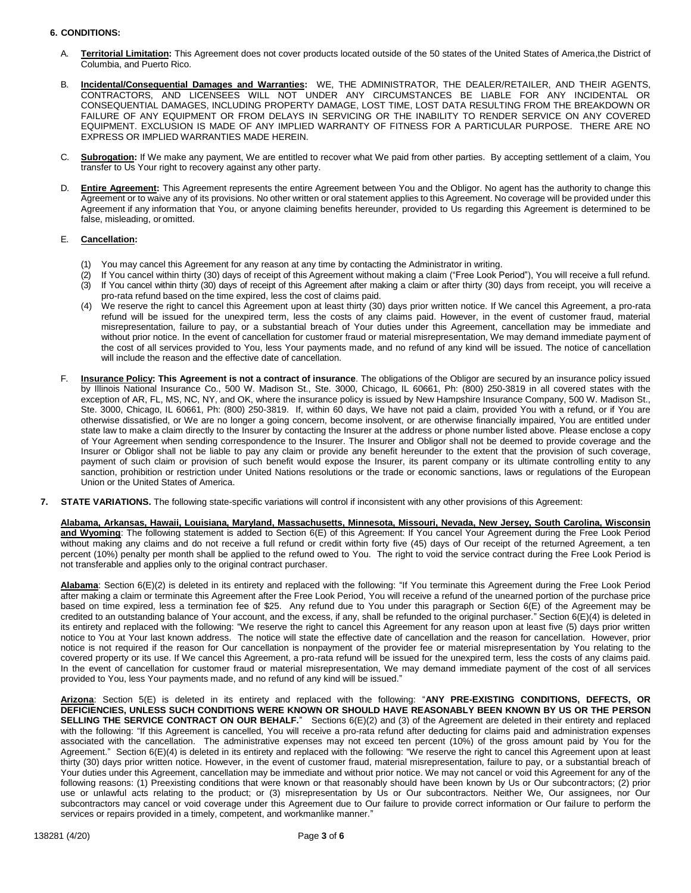**6. CONDITIONS:**

A. **Territorial Limitation:** This Agreement does not cover products located outside of the 50 states of the United States of America,the District of Columbia, and Puerto Rico.

B. **Incidental/Consequential Damages and Warranties:** WE, THE ADMINISTRATOR, THE DEALER/RETAILER, AND THEIR AGENTS, CONTRACTORS, AND LICENSEES WILL NOT UNDER ANY CIRCUMSTANCES BE LIABLE FOR ANY INCIDENTAL OR CONSEQUENTIAL DAMAGES, INCLUDING PROPERTY DAMAGE, LOST TIME, LOST DATA RESULTING FROM THE BREAKDOWN OR FAILURE OF ANY EQUIPMENT OR FROM DELAYS IN SERVICING OR THE INABILITY TO RENDER SERVICE ON ANY COVERED EQUIPMENT. EXCLUSION IS MADE OF ANY IMPLIED WARRANTY OF FITNESS FOR A PARTICULAR PURPOSE. THERE ARE NO EXPRESS OR IMPLIED WARRANTIES MADE HEREIN.

C. **Subrogation:** If We make any payment, We are entitled to recover what We paid from other parties. By accepting settlement of a claim, You transfer to Us Your right to recovery against any other party.

D. **Entire Agreement:** This Agreement represents the entire Agreement between You and the Obligor. No agent has the authority to change this Agreement or to waive any of its provisions. No other written or oral statement applies to this Agreement. No coverage will be provided under this Agreement if any information that You, or anyone claiming benefits hereunder, provided to Us regarding this Agreement is determined to be false, misleading, or omitted.

E. **Cancellation:**

(1) You may cancel this Agreement for any reason at any time by contacting the Administrator in writing.
(2) If You cancel within thirty (30) days of receipt of this Agreement without making a claim ("Free Look Period"), You will receive a full refund.
(3) If You cancel within thirty (30) days of receipt of this Agreement after making a claim or after thirty (30) days from receipt, you will receive a pro-rata refund based on the time expired, less the cost of claims paid.
(4) We reserve the right to cancel this Agreement upon at least thirty (30) days prior written notice. If We cancel this Agreement, a pro-rata refund will be issued for the unexpired term, less the costs of any claims paid. However, in the event of customer fraud, material misrepresentation, failure to pay, or a substantial breach of Your duties under this Agreement, cancellation may be immediate and without prior notice. In the event of cancellation for customer fraud or material misrepresentation, We may demand immediate payment of the cost of all services provided to You, less Your payments made, and no refund of any kind will be issued. The notice of cancellation will include the reason and the effective date of cancellation.

F. **Insurance Policy: This Agreement is not a contract of insurance**. The obligations of the Obligor are secured by an insurance policy issued by Illinois National Insurance Co., 500 W. Madison St., Ste. 3000, Chicago, IL 60661, Ph: (800) 250-3819 in all covered states with the exception of AR, FL, MS, NC, NY, and OK, where the insurance policy is issued by New Hampshire Insurance Company, 500 W. Madison St., Ste. 3000, Chicago, IL 60661, Ph: (800) 250-3819. If, within 60 days, We have not paid a claim, provided You with a refund, or if You are otherwise dissatisfied, or We are no longer a going concern, become insolvent, or are otherwise financially impaired, You are entitled under state law to make a claim directly to the Insurer by contacting the Insurer at the address or phone number listed above. Please enclose a copy of Your Agreement when sending correspondence to the Insurer. The Insurer and Obligor shall not be deemed to provide coverage and the Insurer or Obligor shall not be liable to pay any claim or provide any benefit hereunder to the extent that the provision of such coverage, payment of such claim or provision of such benefit would expose the Insurer, its parent company or its ultimate controlling entity to any sanction, prohibition or restriction under United Nations resolutions or the trade or economic sanctions, laws or regulations of the European Union or the United States of America.

**7. STATE VARIATIONS.** The following state-specific variations will control if inconsistent with any other provisions of this Agreement:

**Alabama, Arkansas, Hawaii, Louisiana, Maryland, Massachusetts, Minnesota, Missouri, Nevada, New Jersey, South Carolina, Wisconsin and Wyoming**: The following statement is added to Section 6(E) of this Agreement: If You cancel Your Agreement during the Free Look Period without making any claims and do not receive a full refund or credit within forty five (45) days of Our receipt of the returned Agreement, a ten percent (10%) penalty per month shall be applied to the refund owed to You. The right to void the service contract during the Free Look Period is not transferable and applies only to the original contract purchaser.

**Alabama**: Section 6(E)(2) is deleted in its entirety and replaced with the following: "If You terminate this Agreement during the Free Look Period after making a claim or terminate this Agreement after the Free Look Period, You will receive a refund of the unearned portion of the purchase price based on time expired, less a termination fee of $25. Any refund due to You under this paragraph or Section 6(E) of the Agreement may be credited to an outstanding balance of Your account, and the excess, if any, shall be refunded to the original purchaser." Section 6(E)(4) is deleted in its entirety and replaced with the following: "We reserve the right to cancel this Agreement for any reason upon at least five (5) days prior written notice to You at Your last known address. The notice will state the effective date of cancellation and the reason for cancellation. However, prior notice is not required if the reason for Our cancellation is nonpayment of the provider fee or material misrepresentation by You relating to the covered property or its use. If We cancel this Agreement, a pro-rata refund will be issued for the unexpired term, less the costs of any claims paid. In the event of cancellation for customer fraud or material misrepresentation, We may demand immediate payment of the cost of all services provided to You, less Your payments made, and no refund of any kind will be issued."

**Arizona**: Section 5(E) is deleted in its entirety and replaced with the following: "**ANY PRE-EXISTING CONDITIONS, DEFECTS, OR DEFICIENCIES, UNLESS SUCH CONDITIONS WERE KNOWN OR SHOULD HAVE REASONABLY BEEN KNOWN BY US OR THE PERSON SELLING THE SERVICE CONTRACT ON OUR BEHALF.**" Sections 6(E)(2) and (3) of the Agreement are deleted in their entirety and replaced with the following: "If this Agreement is cancelled, You will receive a pro-rata refund after deducting for claims paid and administration expenses associated with the cancellation. The administrative expenses may not exceed ten percent (10%) of the gross amount paid by You for the Agreement." Section 6(E)(4) is deleted in its entirety and replaced with the following: "We reserve the right to cancel this Agreement upon at least thirty (30) days prior written notice. However, in the event of customer fraud, material misrepresentation, failure to pay, or a substantial breach of Your duties under this Agreement, cancellation may be immediate and without prior notice. We may not cancel or void this Agreement for any of the following reasons: (1) Preexisting conditions that were known or that reasonably should have been known by Us or Our subcontractors; (2) prior use or unlawful acts relating to the product; or (3) misrepresentation by Us or Our subcontractors. Neither We, Our assignees, nor Our subcontractors may cancel or void coverage under this Agreement due to Our failure to provide correct information or Our failure to perform the services or repairs provided in a timely, competent, and workmanlike manner."

138281 (4/20)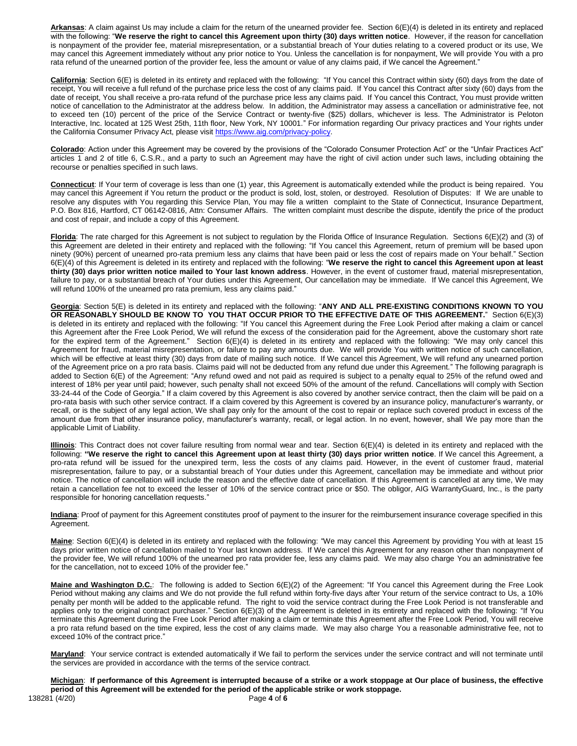**Arkansas**: A claim against Us may include a claim for the return of the unearned provider fee. Section 6(E)(4) is deleted in its entirety and replaced with the following: "**We reserve the right to cancel this Agreement upon thirty (30) days written notice**. However, if the reason for cancellation is nonpayment of the provider fee, material misrepresentation, or a substantial breach of Your duties relating to a covered product or its use, We may cancel this Agreement immediately without any prior notice to You. Unless the cancellation is for nonpayment, We will provide You with a pro rata refund of the unearned portion of the provider fee, less the amount or value of any claims paid, if We cancel the Agreement."

**California**: Section 6(E) is deleted in its entirety and replaced with the following: "If You cancel this Contract within sixty (60) days from the date of receipt, You will receive a full refund of the purchase price less the cost of any claims paid. If You cancel this Contract after sixty (60) days from the date of receipt, You shall receive a pro-rata refund of the purchase price less any claims paid. If You cancel this Contract, You must provide written notice of cancellation to the Administrator at the address below. In addition, the Administrator may assess a cancellation or administrative fee, not to exceed ten (10) percent of the price of the Service Contract or twenty-five ($25) dollars, whichever is less. The Administrator is Peloton Interactive, Inc. located at 125 West 25th, 11th floor, New York, NY 10001." For information regarding Our privacy practices and Your rights under the California Consumer Privacy Act, please visit https://www.aig.com/privacy-policy.

**Colorado**: Action under this Agreement may be covered by the provisions of the "Colorado Consumer Protection Act" or the "Unfair Practices Act" articles 1 and 2 of title 6, C.S.R., and a party to such an Agreement may have the right of civil action under such laws, including obtaining the recourse or penalties specified in such laws.

**Connecticut**: If Your term of coverage is less than one (1) year, this Agreement is automatically extended while the product is being repaired. You may cancel this Agreement if You return the product or the product is sold, lost, stolen, or destroyed. Resolution of Disputes: If We are unable to resolve any disputes with You regarding this Service Plan, You may file a written complaint to the State of Connecticut, Insurance Department, P.O. Box 816, Hartford, CT 06142-0816, Attn: Consumer Affairs. The written complaint must describe the dispute, identify the price of the product and cost of repair, and include a copy of this Agreement.

**Florida**: The rate charged for this Agreement is not subject to regulation by the Florida Office of Insurance Regulation. Sections 6(E)(2) and (3) of this Agreement are deleted in their entirety and replaced with the following: "If You cancel this Agreement, return of premium will be based upon ninety (90%) percent of unearned pro-rata premium less any claims that have been paid or less the cost of repairs made on Your behalf." Section 6(E)(4) of this Agreement is deleted in its entirety and replaced with the following: "**We reserve the right to cancel this Agreement upon at least thirty (30) days prior written notice mailed to Your last known address**. However, in the event of customer fraud, material misrepresentation, failure to pay, or a substantial breach of Your duties under this Agreement, Our cancellation may be immediate. If We cancel this Agreement, We will refund 100% of the unearned pro rata premium, less any claims paid."

**Georgia**: Section 5(E) is deleted in its entirety and replaced with the following: "**ANY AND ALL PRE-EXISTING CONDITIONS KNOWN TO YOU OR REASONABLY SHOULD BE KNOW TO YOU THAT OCCUR PRIOR TO THE EFFECTIVE DATE OF THIS AGREEMENT.**" Section 6(E)(3) is deleted in its entirety and replaced with the following: "If You cancel this Agreement during the Free Look Period after making a claim or cancel this Agreement after the Free Look Period, We will refund the excess of the consideration paid for the Agreement, above the customary short rate for the expired term of the Agreement." Section 6(E)(4) is deleted in its entirety and replaced with the following: "We may only cancel this Agreement for fraud, material misrepresentation, or failure to pay any amounts due. We will provide You with written notice of such cancellation, which will be effective at least thirty (30) days from date of mailing such notice. If We cancel this Agreement, We will refund any unearned portion of the Agreement price on a pro rata basis. Claims paid will not be deducted from any refund due under this Agreement." The following paragraph is added to Section 6(E) of the Agreement: "Any refund owed and not paid as required is subject to a penalty equal to 25% of the refund owed and interest of 18% per year until paid; however, such penalty shall not exceed 50% of the amount of the refund. Cancellations will comply with Section 33-24-44 of the Code of Georgia." If a claim covered by this Agreement is also covered by another service contract, then the claim will be paid on a pro-rata basis with such other service contract. If a claim covered by this Agreement is covered by an insurance policy, manufacturer's warranty, or recall, or is the subject of any legal action, We shall pay only for the amount of the cost to repair or replace such covered product in excess of the amount due from that other insurance policy, manufacturer's warranty, recall, or legal action. In no event, however, shall We pay more than the applicable Limit of Liability.

**Illinois**: This Contract does not cover failure resulting from normal wear and tear. Section 6(E)(4) is deleted in its entirety and replaced with the following: **"We reserve the right to cancel this Agreement upon at least thirty (30) days prior written notice**. If We cancel this Agreement, a pro-rata refund will be issued for the unexpired term, less the costs of any claims paid. However, in the event of customer fraud, material misrepresentation, failure to pay, or a substantial breach of Your duties under this Agreement, cancellation may be immediate and without prior notice. The notice of cancellation will include the reason and the effective date of cancellation. If this Agreement is cancelled at any time, We may retain a cancellation fee not to exceed the lesser of 10% of the service contract price or $50. The obligor, AIG WarrantyGuard, Inc., is the party responsible for honoring cancellation requests."

**Indiana**: Proof of payment for this Agreement constitutes proof of payment to the insurer for the reimbursement insurance coverage specified in this Agreement.

**Maine**: Section 6(E)(4) is deleted in its entirety and replaced with the following: "We may cancel this Agreement by providing You with at least 15 days prior written notice of cancellation mailed to Your last known address. If We cancel this Agreement for any reason other than nonpayment of the provider fee, We will refund 100% of the unearned pro rata provider fee, less any claims paid. We may also charge You an administrative fee for the cancellation, not to exceed 10% of the provider fee."

**Maine and Washington D.C.**: The following is added to Section 6(E)(2) of the Agreement: "If You cancel this Agreement during the Free Look Period without making any claims and We do not provide the full refund within forty-five days after Your return of the service contract to Us, a 10% penalty per month will be added to the applicable refund. The right to void the service contract during the Free Look Period is not transferable and applies only to the original contract purchaser." Section 6(E)(3) of the Agreement is deleted in its entirety and replaced with the following: "If You terminate this Agreement during the Free Look Period after making a claim or terminate this Agreement after the Free Look Period, You will receive a pro rata refund based on the time expired, less the cost of any claims made. We may also charge You a reasonable administrative fee, not to exceed 10% of the contract price."

**Maryland**: Your service contract is extended automatically if We fail to perform the services under the service contract and will not terminate until the services are provided in accordance with the terms of the service contract.

**Michigan**: **If performance of this Agreement is interrupted because of a strike or a work stoppage at Our place of business, the effective period of this Agreement will be extended for the period of the applicable strike or work stoppage.**

138281 (4/20)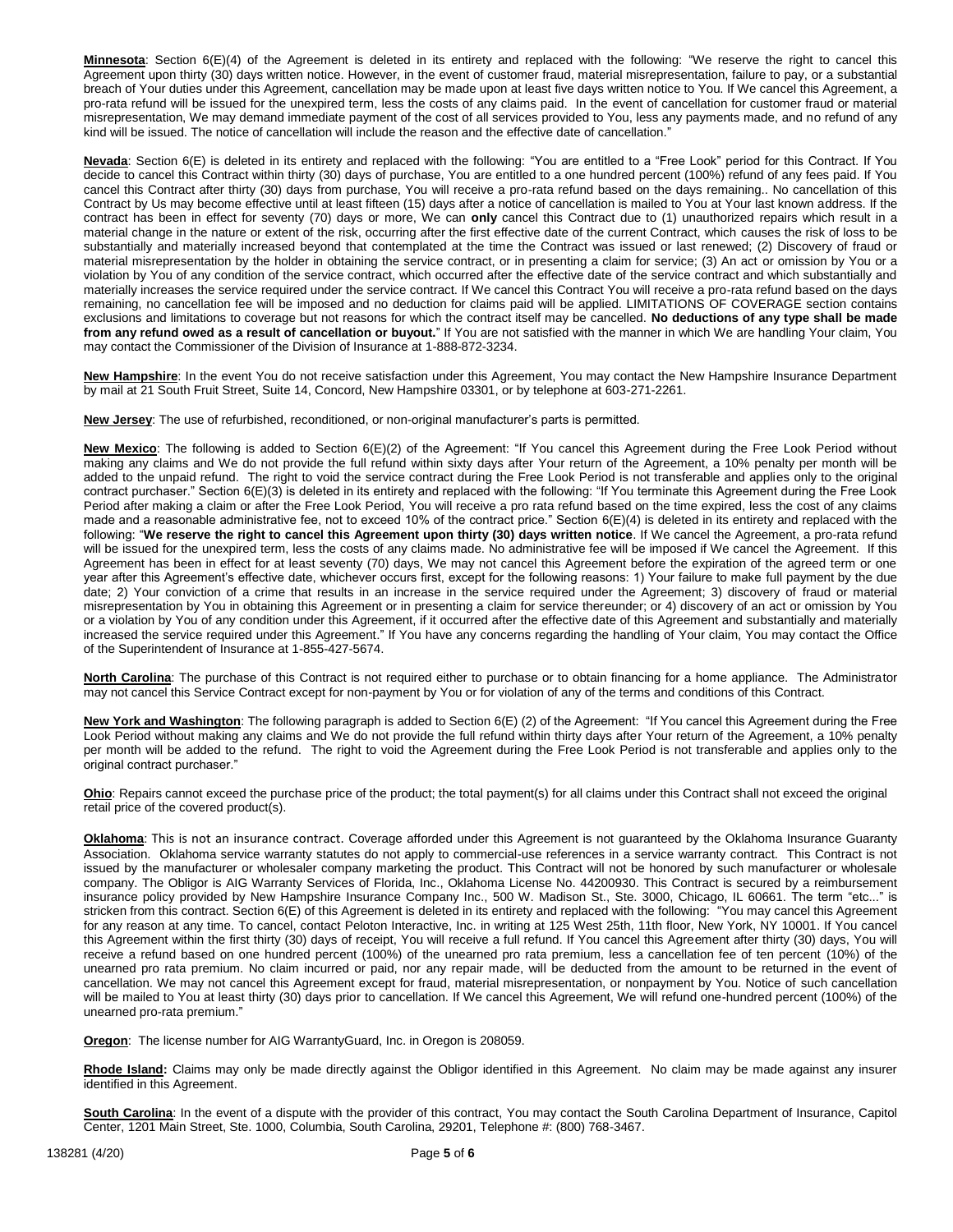**Minnesota**: Section 6(E)(4) of the Agreement is deleted in its entirety and replaced with the following: "We reserve the right to cancel this Agreement upon thirty (30) days written notice. However, in the event of customer fraud, material misrepresentation, failure to pay, or a substantial breach of Your duties under this Agreement, cancellation may be made upon at least five days written notice to You. If We cancel this Agreement, a pro-rata refund will be issued for the unexpired term, less the costs of any claims paid. In the event of cancellation for customer fraud or material misrepresentation, We may demand immediate payment of the cost of all services provided to You, less any payments made, and no refund of any kind will be issued. The notice of cancellation will include the reason and the effective date of cancellation."

**Nevada**: Section 6(E) is deleted in its entirety and replaced with the following: "You are entitled to a "Free Look" period for this Contract. If You decide to cancel this Contract within thirty (30) days of purchase, You are entitled to a one hundred percent (100%) refund of any fees paid. If You cancel this Contract after thirty (30) days from purchase, You will receive a pro-rata refund based on the days remaining.. No cancellation of this Contract by Us may become effective until at least fifteen (15) days after a notice of cancellation is mailed to You at Your last known address. If the contract has been in effect for seventy (70) days or more, We can **only** cancel this Contract due to (1) unauthorized repairs which result in a material change in the nature or extent of the risk, occurring after the first effective date of the current Contract, which causes the risk of loss to be substantially and materially increased beyond that contemplated at the time the Contract was issued or last renewed; (2) Discovery of fraud or material misrepresentation by the holder in obtaining the service contract, or in presenting a claim for service; (3) An act or omission by You or a violation by You of any condition of the service contract, which occurred after the effective date of the service contract and which substantially and materially increases the service required under the service contract. If We cancel this Contract You will receive a pro-rata refund based on the days remaining, no cancellation fee will be imposed and no deduction for claims paid will be applied. LIMITATIONS OF COVERAGE section contains exclusions and limitations to coverage but not reasons for which the contract itself may be cancelled. **No deductions of any type shall be made from any refund owed as a result of cancellation or buyout.**" If You are not satisfied with the manner in which We are handling Your claim, You may contact the Commissioner of the Division of Insurance at 1-888-872-3234.

**New Hampshire**: In the event You do not receive satisfaction under this Agreement, You may contact the New Hampshire Insurance Department by mail at 21 South Fruit Street, Suite 14, Concord, New Hampshire 03301, or by telephone at 603-271-2261.

**New Jersey**: The use of refurbished, reconditioned, or non-original manufacturer's parts is permitted.

**New Mexico**: The following is added to Section 6(E)(2) of the Agreement: "If You cancel this Agreement during the Free Look Period without making any claims and We do not provide the full refund within sixty days after Your return of the Agreement, a 10% penalty per month will be added to the unpaid refund. The right to void the service contract during the Free Look Period is not transferable and applies only to the original contract purchaser." Section 6(E)(3) is deleted in its entirety and replaced with the following: "If You terminate this Agreement during the Free Look Period after making a claim or after the Free Look Period, You will receive a pro rata refund based on the time expired, less the cost of any claims made and a reasonable administrative fee, not to exceed 10% of the contract price." Section 6(E)(4) is deleted in its entirety and replaced with the following: "**We reserve the right to cancel this Agreement upon thirty (30) days written notice**. If We cancel the Agreement, a pro-rata refund will be issued for the unexpired term, less the costs of any claims made. No administrative fee will be imposed if We cancel the Agreement. If this Agreement has been in effect for at least seventy (70) days, We may not cancel this Agreement before the expiration of the agreed term or one year after this Agreement's effective date, whichever occurs first, except for the following reasons: 1) Your failure to make full payment by the due date; 2) Your conviction of a crime that results in an increase in the service required under the Agreement; 3) discovery of fraud or material misrepresentation by You in obtaining this Agreement or in presenting a claim for service thereunder; or 4) discovery of an act or omission by You or a violation by You of any condition under this Agreement, if it occurred after the effective date of this Agreement and substantially and materially increased the service required under this Agreement." If You have any concerns regarding the handling of Your claim, You may contact the Office of the Superintendent of Insurance at 1-855-427-5674.

**North Carolina**: The purchase of this Contract is not required either to purchase or to obtain financing for a home appliance. The Administrator may not cancel this Service Contract except for non-payment by You or for violation of any of the terms and conditions of this Contract.

**New York and Washington**: The following paragraph is added to Section 6(E) (2) of the Agreement: "If You cancel this Agreement during the Free Look Period without making any claims and We do not provide the full refund within thirty days after Your return of the Agreement, a 10% penalty per month will be added to the refund. The right to void the Agreement during the Free Look Period is not transferable and applies only to the original contract purchaser."

**Ohio**: Repairs cannot exceed the purchase price of the product; the total payment(s) for all claims under this Contract shall not exceed the original retail price of the covered product(s).

**Oklahoma**: This is not an insurance contract. Coverage afforded under this Agreement is not guaranteed by the Oklahoma Insurance Guaranty Association. Oklahoma service warranty statutes do not apply to commercial-use references in a service warranty contract. This Contract is not issued by the manufacturer or wholesaler company marketing the product. This Contract will not be honored by such manufacturer or wholesale company. The Obligor is AIG Warranty Services of Florida, Inc., Oklahoma License No. 44200930. This Contract is secured by a reimbursement insurance policy provided by New Hampshire Insurance Company Inc., 500 W. Madison St., Ste. 3000, Chicago, IL 60661. The term "etc..." is stricken from this contract. Section 6(E) of this Agreement is deleted in its entirety and replaced with the following: "You may cancel this Agreement for any reason at any time. To cancel, contact Peloton Interactive, Inc. in writing at 125 West 25th, 11th floor, New York, NY 10001. If You cancel this Agreement within the first thirty (30) days of receipt, You will receive a full refund. If You cancel this Agreement after thirty (30) days, You will receive a refund based on one hundred percent (100%) of the unearned pro rata premium, less a cancellation fee of ten percent (10%) of the unearned pro rata premium. No claim incurred or paid, nor any repair made, will be deducted from the amount to be returned in the event of cancellation. We may not cancel this Agreement except for fraud, material misrepresentation, or nonpayment by You. Notice of such cancellation will be mailed to You at least thirty (30) days prior to cancellation. If We cancel this Agreement, We will refund one-hundred percent (100%) of the unearned pro-rata premium."

**Oregon**: The license number for AIG WarrantyGuard, Inc. in Oregon is 208059.

**Rhode Island:** Claims may only be made directly against the Obligor identified in this Agreement. No claim may be made against any insurer identified in this Agreement.

**South Carolina**: In the event of a dispute with the provider of this contract, You may contact the South Carolina Department of Insurance, Capitol Center, 1201 Main Street, Ste. 1000, Columbia, South Carolina, 29201, Telephone #: (800) 768-3467.

138281 (4/20)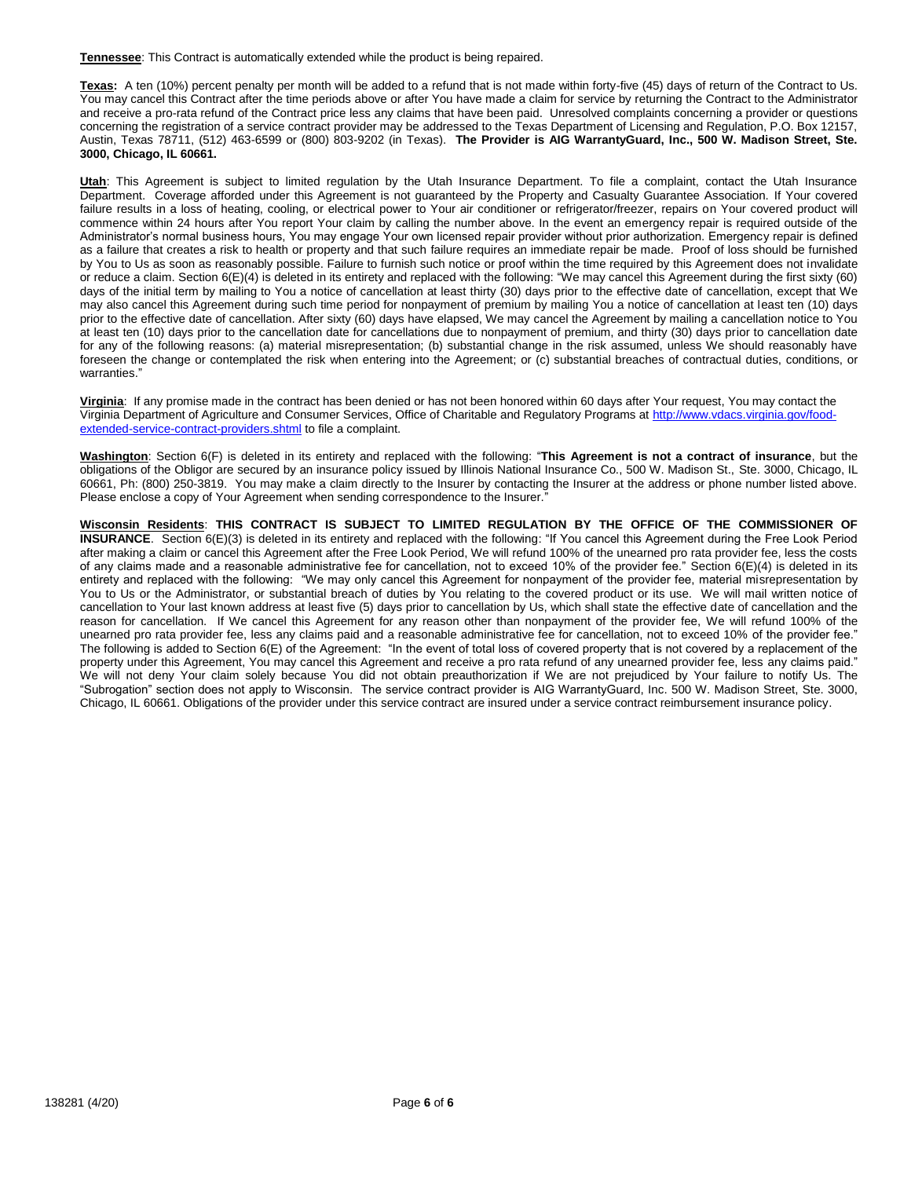**Tennessee**: This Contract is automatically extended while the product is being repaired.

**Texas:** A ten (10%) percent penalty per month will be added to a refund that is not made within forty-five (45) days of return of the Contract to Us. You may cancel this Contract after the time periods above or after You have made a claim for service by returning the Contract to the Administrator and receive a pro-rata refund of the Contract price less any claims that have been paid. Unresolved complaints concerning a provider or questions concerning the registration of a service contract provider may be addressed to the Texas Department of Licensing and Regulation, P.O. Box 12157, Austin, Texas 78711, (512) 463-6599 or (800) 803-9202 (in Texas). **The Provider is AIG WarrantyGuard, Inc., 500 W. Madison Street, Ste. 3000, Chicago, IL 60661.**

**Utah**: This Agreement is subject to limited regulation by the Utah Insurance Department. To file a complaint, contact the Utah Insurance Department. Coverage afforded under this Agreement is not guaranteed by the Property and Casualty Guarantee Association. If Your covered failure results in a loss of heating, cooling, or electrical power to Your air conditioner or refrigerator/freezer, repairs on Your covered product will commence within 24 hours after You report Your claim by calling the number above. In the event an emergency repair is required outside of the Administrator's normal business hours, You may engage Your own licensed repair provider without prior authorization. Emergency repair is defined as a failure that creates a risk to health or property and that such failure requires an immediate repair be made. Proof of loss should be furnished by You to Us as soon as reasonably possible. Failure to furnish such notice or proof within the time required by this Agreement does not invalidate or reduce a claim. Section 6(E)(4) is deleted in its entirety and replaced with the following: "We may cancel this Agreement during the first sixty (60) days of the initial term by mailing to You a notice of cancellation at least thirty (30) days prior to the effective date of cancellation, except that We may also cancel this Agreement during such time period for nonpayment of premium by mailing You a notice of cancellation at least ten (10) days prior to the effective date of cancellation. After sixty (60) days have elapsed, We may cancel the Agreement by mailing a cancellation notice to You at least ten (10) days prior to the cancellation date for cancellations due to nonpayment of premium, and thirty (30) days prior to cancellation date for any of the following reasons: (a) material misrepresentation; (b) substantial change in the risk assumed, unless We should reasonably have foreseen the change or contemplated the risk when entering into the Agreement; or (c) substantial breaches of contractual duties, conditions, or warranties."

**Virginia**: If any promise made in the contract has been denied or has not been honored within 60 days after Your request, You may contact the Virginia Department of Agriculture and Consumer Services, Office of Charitable and Regulatory Programs at http://www.vdacs.virginia.gov/food-extended-service-contract-providers.shtml to file a complaint.

**Washington**: Section 6(F) is deleted in its entirety and replaced with the following: "**This Agreement is not a contract of insurance**, but the obligations of the Obligor are secured by an insurance policy issued by Illinois National Insurance Co., 500 W. Madison St., Ste. 3000, Chicago, IL 60661, Ph: (800) 250-3819. You may make a claim directly to the Insurer by contacting the Insurer at the address or phone number listed above. Please enclose a copy of Your Agreement when sending correspondence to the Insurer."

**Wisconsin Residents**: **THIS CONTRACT IS SUBJECT TO LIMITED REGULATION BY THE OFFICE OF THE COMMISSIONER OF INSURANCE**. Section 6(E)(3) is deleted in its entirety and replaced with the following: "If You cancel this Agreement during the Free Look Period after making a claim or cancel this Agreement after the Free Look Period, We will refund 100% of the unearned pro rata provider fee, less the costs of any claims made and a reasonable administrative fee for cancellation, not to exceed 10% of the provider fee." Section 6(E)(4) is deleted in its entirety and replaced with the following: "We may only cancel this Agreement for nonpayment of the provider fee, material misrepresentation by You to Us or the Administrator, or substantial breach of duties by You relating to the covered product or its use. We will mail written notice of cancellation to Your last known address at least five (5) days prior to cancellation by Us, which shall state the effective date of cancellation and the reason for cancellation. If We cancel this Agreement for any reason other than nonpayment of the provider fee, We will refund 100% of the unearned pro rata provider fee, less any claims paid and a reasonable administrative fee for cancellation, not to exceed 10% of the provider fee." The following is added to Section 6(E) of the Agreement: "In the event of total loss of covered property that is not covered by a replacement of the property under this Agreement, You may cancel this Agreement and receive a pro rata refund of any unearned provider fee, less any claims paid." We will not deny Your claim solely because You did not obtain preauthorization if We are not prejudiced by Your failure to notify Us. The "Subrogation" section does not apply to Wisconsin. The service contract provider is AIG WarrantyGuard, Inc. 500 W. Madison Street, Ste. 3000, Chicago, IL 60661. Obligations of the provider under this service contract are insured under a service contract reimbursement insurance policy.

138281 (4/20)